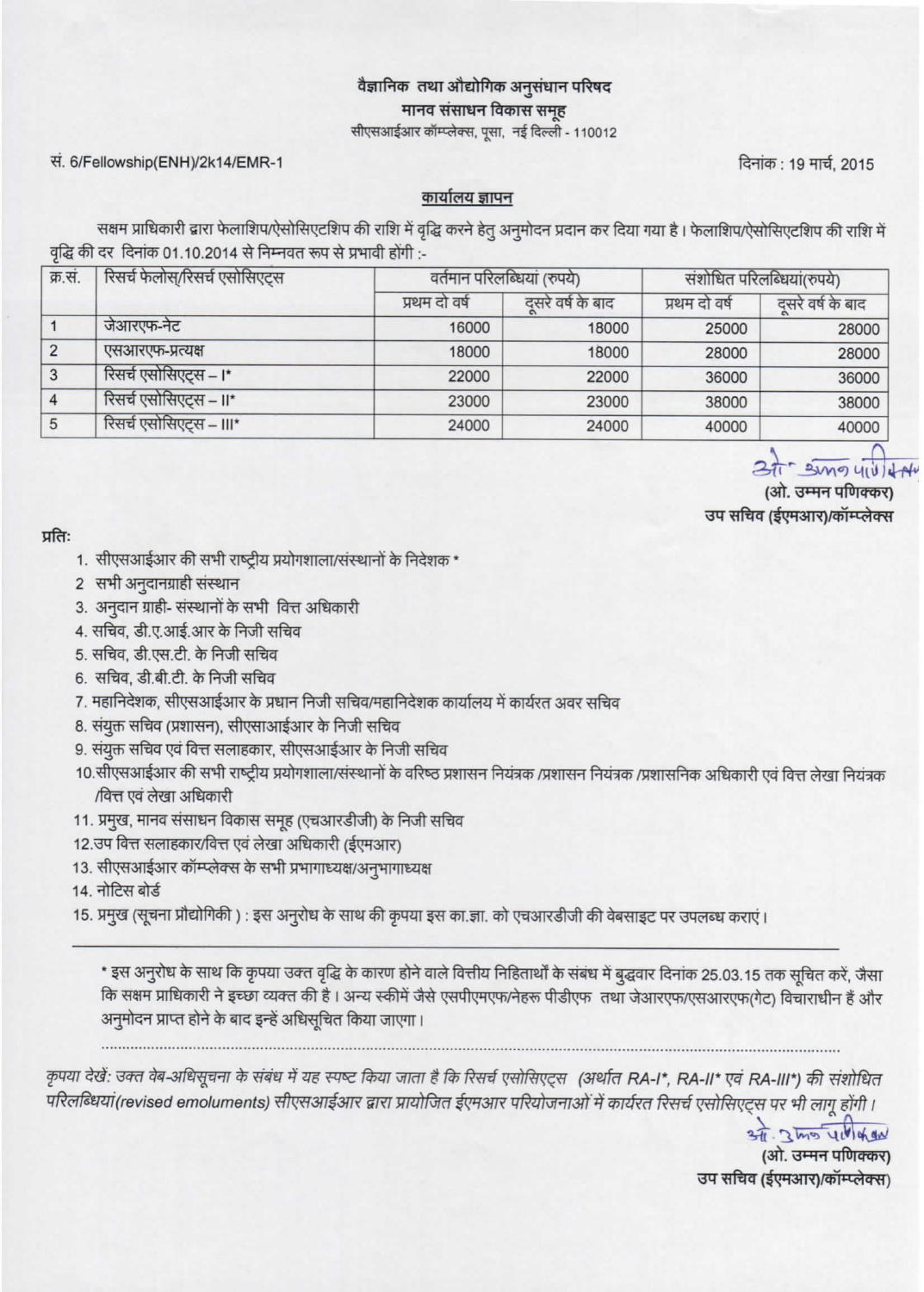वैज्ञानिक तथा औद्योगिक अनुसंधान परिषद
मानव संसाधन विकास समूह
सीएसआईआर कॉम्प्लेक्स, पूसा, नई दिल्ली - 110012

सं. 6/Fellowship(ENH)/2k14/EMR-1

दिनांक : 19 मार्च, 2015

## कार्यालय ज्ञापन

सक्षम प्राधिकारी द्वारा फेलाशिप/ऐसोसिएटशिप की राशि में वृद्धि करने हेतु अनुमोदन प्रदान कर दिया गया है। फेलाशिप/ऐसोसिएटशिप की राशि में वृद्धि की दर दिनांक 01.10.2014 से निम्नवत रूप से प्रभावी होंगी :-

| क्र.सं. | रिसर्च फेलोस/रिसर्च एसोसिएट्स | वर्तमान परिलब्धियां (रुपये) | | संशोधित परिलब्धियां(रुपये) | |
|---|---|---|---|---|---|
| | | प्रथम दो वर्ष | दूसरे वर्ष के बाद | प्रथम दो वर्ष | दूसरे वर्ष के बाद |
| 1 | जेआरएफ-नेट | 16000 | 18000 | 25000 | 28000 |
| 2 | एसआरएफ-प्रत्यक्ष | 18000 | 18000 | 28000 | 28000 |
| 3 | रिसर्च एसोसिएट्स – I* | 22000 | 22000 | 36000 | 36000 |
| 4 | रिसर्च एसोसिएट्स – II* | 23000 | 23000 | 38000 | 38000 |
| 5 | रिसर्च एसोसिएट्स – III* | 24000 | 24000 | 40000 | 40000 |

(ओ. उम्मन पणिक्कर)
उप सचिव (ईएमआर)/कॉम्प्लेक्स

प्रतिः

1. सीएसआईआर की सभी राष्ट्रीय प्रयोगशाला/संस्थानों के निदेशक *
2. सभी अनुदानग्राही संस्थान
3. अनुदान ग्राही- संस्थानों के सभी वित्त अधिकारी
4. सचिव, डी.ए.आई.आर के निजी सचिव
5. सचिव, डी.एस.टी. के निजी सचिव
6. सचिव, डी.बी.टी. के निजी सचिव
7. महानिदेशक, सीएसआईआर के प्रधान निजी सचिव/महानिदेशक कार्यालय में कार्यरत अवर सचिव
8. संयुक्त सचिव (प्रशासन), सीएसाआईआर के निजी सचिव
9. संयुक्त सचिव एवं वित्त सलाहकार, सीएसआईआर के निजी सचिव
10. सीएसआईआर की सभी राष्ट्रीय प्रयोगशाला/संस्थानों के वरिष्ठ प्रशासन नियंत्रक /प्रशासन नियंत्रक /प्रशासनिक अधिकारी एवं वित्त लेखा नियंत्रक /वित्त एवं लेखा अधिकारी
11. प्रमुख, मानव संसाधन विकास समूह (एचआरडीजी) के निजी सचिव
12. उप वित्त सलाहकार/वित्त एवं लेखा अधिकारी (ईएमआर)
13. सीएसआईआर कॉम्प्लेक्स के सभी प्रभागाध्यक्ष/अनुभागाध्यक्ष
14. नोटिस बोर्ड
15. प्रमुख (सूचना प्रौद्योगिकी ) : इस अनुरोध के साथ की कृपया इस का.ज्ञा. को एचआरडीजी की वेबसाइट पर उपलब्ध कराएं।

---

* इस अनुरोध के साथ कि कृपया उक्त वृद्धि के कारण होने वाले वित्तीय निहितार्थों के संबंध में बुद्धवार दिनांक 25.03.15 तक सूचित करें, जैसा कि सक्षम प्राधिकारी ने इच्छा व्यक्त की है। अन्य स्कीमें जैसे एसपीएमएफ/नेहरू पीडीएफ तथा जेआरएफ/एसआरएफ(गेट) विचाराधीन हैं और अनुमोदन प्राप्त होने के बाद इन्हें अधिसूचित किया जाएगा।

*कृपया देखें: उक्त वेब-अधिसूचना के संबंध में यह स्पष्ट किया जाता है कि रिसर्च एसोसिएट्स (अर्थात RA-I*, RA-II* एवं RA-III*) की संशोधित परिलब्धियां(revised emoluments) सीएसआईआर द्वारा प्रायोजित ईएमआर परियोजनाओं में कार्यरत रिसर्च एसोसिएट्स पर भी लागू होंगी।*

(ओ. उम्मन पणिक्कर)
उप सचिव (ईएमआर)/कॉम्प्लेक्स)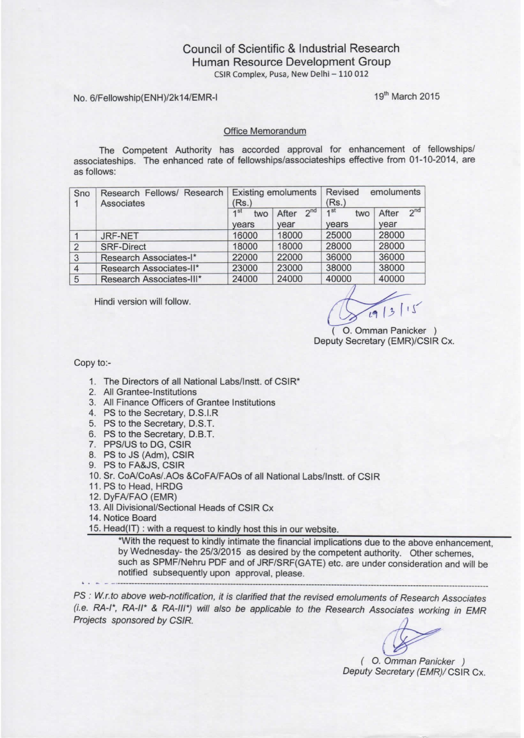Council of Scientific & Industrial Research
Human Resource Development Group
CSIR Complex, Pusa, New Delhi – 110 012

No. 6/Fellowship(ENH)/2k14/EMR-I

19th March 2015

## Office Memorandum

The Competent Authority has accorded approval for enhancement of fellowships/ associateships. The enhanced rate of fellowships/associateships effective from 01-10-2014, are as follows:

| Sno 1 | Research Fellows/ Research Associates | Existing emoluments (Rs.) | | Revised emoluments (Rs.) | |
|---|---|---|---|---|---|
| | | 1st two years | After 2nd year | 1st two years | After 2nd year |
| 1 | JRF-NET | 16000 | 18000 | 25000 | 28000 |
| 2 | SRF-Direct | 18000 | 18000 | 28000 | 28000 |
| 3 | Research Associates-I* | 22000 | 22000 | 36000 | 36000 |
| 4 | Research Associates-II* | 23000 | 23000 | 38000 | 38000 |
| 5 | Research Associates-III* | 24000 | 24000 | 40000 | 40000 |

Hindi version will follow.

19/3/15

( O. Omman Panicker )
Deputy Secretary (EMR)/CSIR Cx.

Copy to:-

1. The Directors of all National Labs/Instt. of CSIR*
2. All Grantee-Institutions
3. All Finance Officers of Grantee Institutions
4. PS to the Secretary, D.S.I.R
5. PS to the Secretary, D.S.T.
6. PS to the Secretary, D.B.T.
7. PPS/US to DG, CSIR
8. PS to JS (Adm), CSIR
9. PS to FA&JS, CSIR
10. Sr. CoA/CoAs/.AOs &CoFA/FAOs of all National Labs/Instt. of CSIR
11. PS to Head, HRDG
12. DyFA/FAO (EMR)
13. All Divisional/Sectional Heads of CSIR Cx
14. Notice Board
15. Head(IT) : with a request to kindly host this in our website.

*With the request to kindly intimate the financial implications due to the above enhancement, by Wednesday- the 25/3/2015 as desired by the competent authority. Other schemes, such as SPMF/Nehru PDF and of JRF/SRF(GATE) etc. are under consideration and will be notified subsequently upon approval, please.

*PS : W.r.to above web-notification, it is clarified that the revised emoluments of Research Associates (i.e. RA-I*, RA-II* & RA-III*) will also be applicable to the Research Associates working in EMR Projects sponsored by CSIR.*

*( O. Omman Panicker )*
*Deputy Secretary (EMR)/* CSIR Cx.